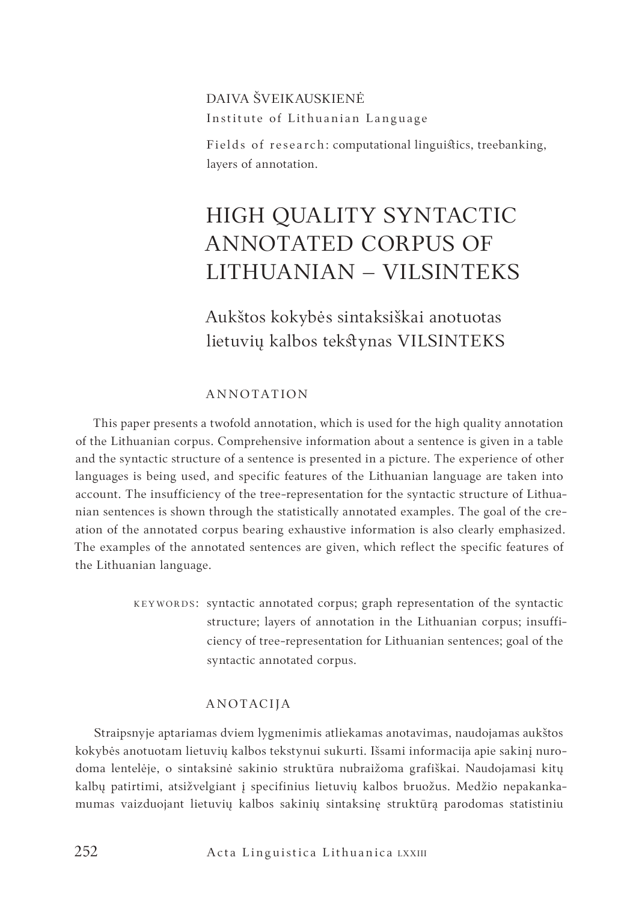DAIVA ŠVEIKAUSKIENĖ

Institute of Lithuanian Language

Fields of research: computational linguistics, treebanking, layers of annotation.

# HIGH QUALITY SYNTACTIC ANNOTATED CORPUS OF LITHUANIAN – VILSINTEKS

## Aukštos kokybės sintaksiškai anotuotas lietuvių kalbos tekstynas VILSINTEKS

### ANNOTATION

This paper presents a twofold annotation, which is used for the high quality annotation of the Lithuanian corpus. Comprehensive information about a sentence is given in a table and the syntactic structure of a sentence is presented in a picture. The experience of other languages is being used, and specific features of the Lithuanian language are taken into account. The insufficiency of the tree-representation for the syntactic structure of Lithuanian sentences is shown through the statistically annotated examples. The goal of the creation of the annotated corpus bearing exhaustive information is also clearly emphasized. The examples of the annotated sentences are given, which reflect the specific features of the Lithuanian language.

KEYWORDS: syntactic annotated corpus; graph representation of the syntactic structure; layers of annotation in the Lithuanian corpus; insufficiency of tree-representation for Lithuanian sentences; goal of the syntactic annotated corpus.

### ANOTACIJA

Straipsnyje aptariamas dviem lygmenimis atliekamas anotavimas, naudojamas aukštos kokybės anotuotam lietuvių kalbos tekstynui sukurti. Išsami informacija apie sakinį nurodoma lentelėje, o sintaksinė sakinio struktūra nubraižoma grafiškai. Naudojamasi kitų kalbų patirtimi, atsižvelgiant į specifinius lietuvių kalbos bruožus. Medžio nepakankamumas vaizduojant lietuvių kalbos sakinių sintaksinę struktūrą parodomas statistiniu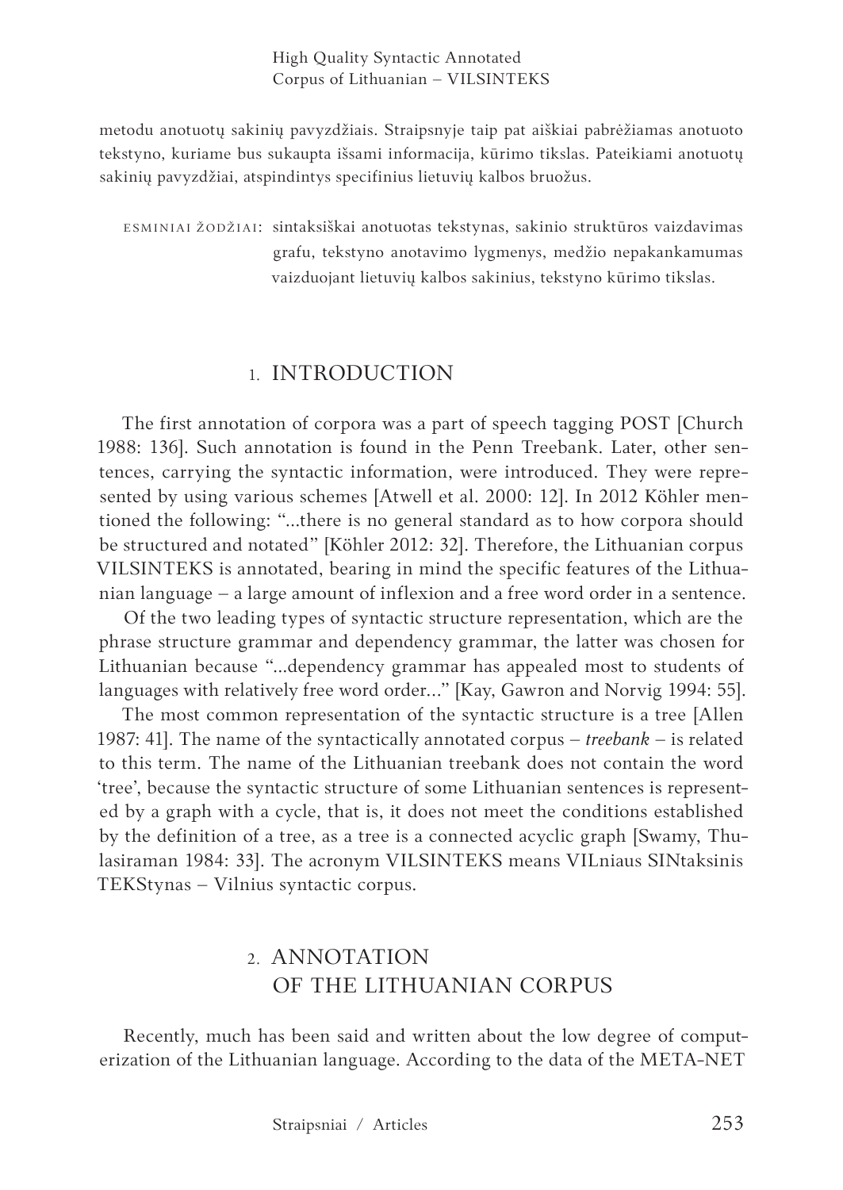metodu anotuotų sakinių pavyzdžiais. Straipsnyje taip pat aiškiai pabrėžiamas anotuoto tekstyno, kuriame bus sukaupta išsami informacija, kūrimo tikslas. Pateikiami anotuotų sakinių pavyzdžiai, atspindintys specifinius lietuvių kalbos bruožus.

ESMINIAI ŽODŽIAI: sintaksiškai anotuotas tekstynas, sakinio struktūros vaizdavimas grafu, tekstyno anotavimo lygmenys, medžio nepakankamumas vaizduojant lietuvių kalbos sakinius, tekstyno kūrimo tikslas.

## 1. INTRODUCTION

The first annotation of corpora was a part of speech tagging POST [Church 1988: 136]. Such annotation is found in the Penn Treebank. Later, other sentences, carrying the syntactic information, were introduced. They were represented by using various schemes [Atwell et al. 2000: 12]. In 2012 Köhler mentioned the following: "...there is no general standard as to how corpora should be structured and notated" [Köhler 2012: 32]. Therefore, the Lithuanian corpus VILSINTEKS is annotated, bearing in mind the specific features of the Lithuanian language – a large amount of inflexion and a free word order in a sentence.

Of the two leading types of syntactic structure representation, which are the phrase structure grammar and dependency grammar, the latter was chosen for Lithuanian because "...dependency grammar has appealed most to students of languages with relatively free word order..." [Kay, Gawron and Norvig 1994: 55].

The most common representation of the syntactic structure is a tree [Allen 1987: 41]. The name of the syntactically annotated corpus – *treebank* – is related to this term. The name of the Lithuanian treebank does not contain the word 'tree', because the syntactic structure of some Lithuanian sentences is represented by a graph with a cycle, that is, it does not meet the conditions established by the definition of a tree, as a tree is a connected acyclic graph [Swamy, Thulasiraman 1984: 33]. The acronym VILSINTEKS means VILniaus SINtaksinis TEKStynas – Vilnius syntactic corpus.

## 2. ANNOTATION OF THE LITHUANIAN CORPUS

Recently, much has been said and written about the low degree of computerization of the Lithuanian language. According to the data of the META-NET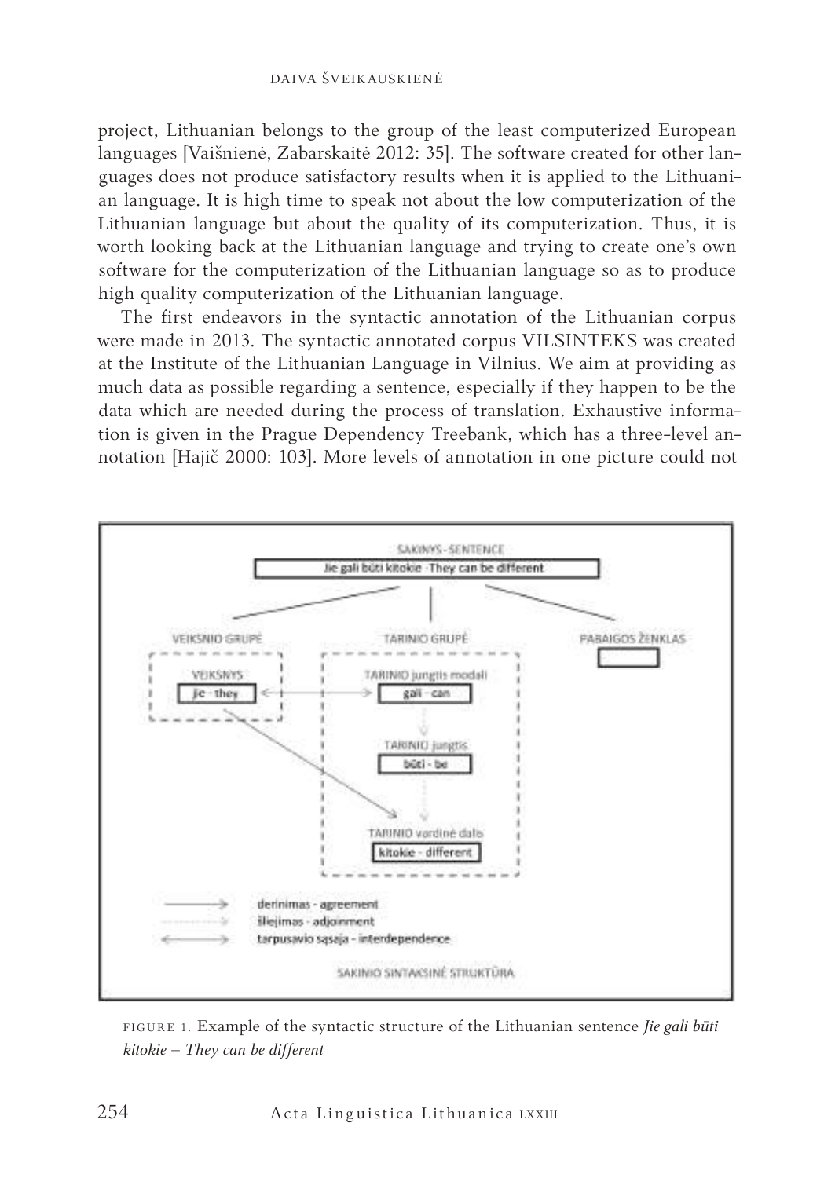project, Lithuanian belongs to the group of the least computerized European languages [Vaišnienė, Zabarskaitė 2012: 35]. The software created for other languages does not produce satisfactory results when it is applied to the Lithuanian language. It is high time to speak not about the low computerization of the Lithuanian language but about the quality of its computerization. Thus, it is worth looking back at the Lithuanian language and trying to create one's own software for the computerization of the Lithuanian language so as to produce high quality computerization of the Lithuanian language.

The first endeavors in the syntactic annotation of the Lithuanian corpus were made in 2013. The syntactic annotated corpus VILSINTEKS was created at the Institute of the Lithuanian Language in Vilnius. We aim at providing as much data as possible regarding a sentence, especially if they happen to be the data which are needed during the process of translation. Exhaustive information is given in the Prague Dependency Treebank, which has a three-level annotation [Hajič 2000: 103]. More levels of annotation in one picture could not

SAKINYS-SENTENCE
Jie gali būti kitokie - They can be different
VEIKSNIO GRUPĖ
TARINIO GRUPĖ
PABAIGOS ŽENKLAS
VEIKSNYS
jie - they
TARINIO jungtis modali
gali - can
TARINIO jungtis
būti - be
TARINIO vardinė dalis
kitokie - different
derinimas - agreement
šliejimas - adjoinment
tarpusavio sąsaja - interdependence
SAKINIO SINTAKSINĖ STRUKTŪRA

FIGURE 1. Example of the syntactic structure of the Lithuanian sentence *Jie gali būti kitokie* – *They can be different*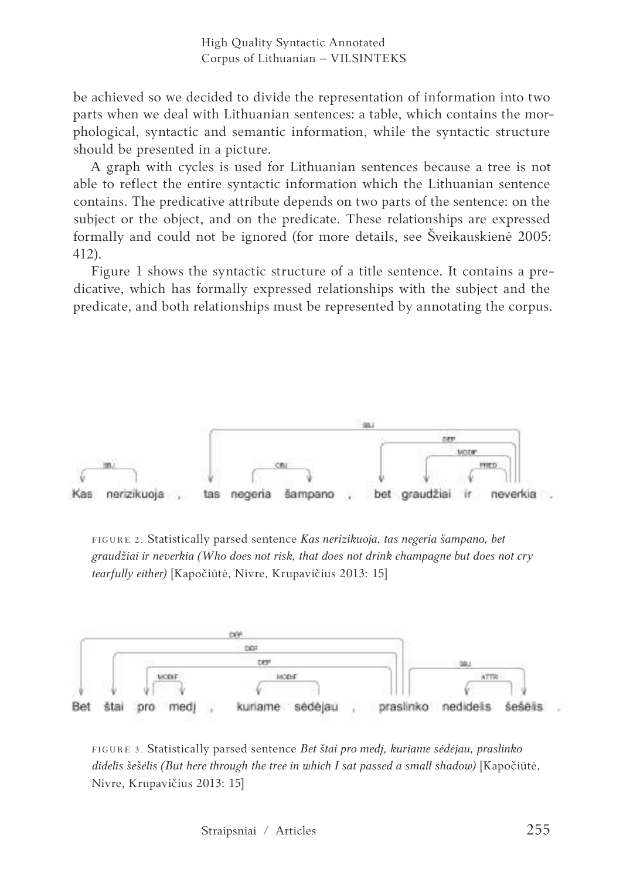be achieved so we decided to divide the representation of information into two parts when we deal with Lithuanian sentences: a table, which contains the morphological, syntactic and semantic information, while the syntactic structure should be presented in a picture.

A graph with cycles is used for Lithuanian sentences because a tree is not able to reflect the entire syntactic information which the Lithuanian sentence contains. The predicative attribute depends on two parts of the sentence: on the subject or the object, and on the predicate. These relationships are expressed formally and could not be ignored (for more details, see Šveikauskienė 2005: 412).

Figure 1 shows the syntactic structure of a title sentence. It contains a predicative, which has formally expressed relationships with the subject and the predicate, and both relationships must be represented by annotating the corpus.

SBJ
DEP
MODIF
SBJ
OBJ
PRED

Kas nerizikuoja , tas negeria šampano , bet graudžiai ir neverkia .

FIGURE 2. Statistically parsed sentence *Kas nerizikuoja, tas negeria šampano, bet graudžiai ir neverkia (Who does not risk, that does not drink champagne but does not cry tearfully either)* [Kapočiūtė, Nivre, Krupavičius 2013: 15]

DEP
DEP
DEP
SBJ
MODIF
MODIF
ATTR

Bet štai pro medį , kuriame sėdėjau , praslinko nedidelis šešėlis .

FIGURE 3. Statistically parsed sentence *Bet štai pro medį, kuriame sėdėjau, praslinko didelis šešėlis (But here through the tree in which I sat passed a small shadow)* [Kapočiūtė, Nivre, Krupavičius 2013: 15]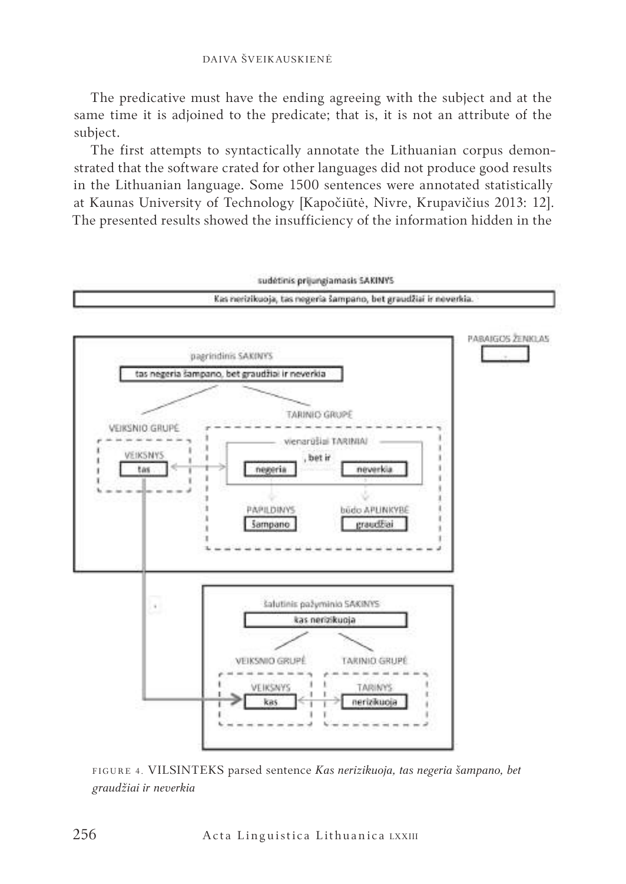The predicative must have the ending agreeing with the subject and at the same time it is adjoined to the predicate; that is, it is not an attribute of the subject.

The first attempts to syntactically annotate the Lithuanian corpus demonstrated that the software crated for other languages did not produce good results in the Lithuanian language. Some 1500 sentences were annotated statistically at Kaunas University of Technology [Kapočiūtė, Nivre, Krupavičius 2013: 12]. The presented results showed the insufficiency of the information hidden in the

sudėtinis prijungiamasis SAKINYS

Kas nerizikuoja, tas negeria šampano, bet graudžiai ir neverkia.

PABAIGOS ŽENKLAS

.

pagrindinis SAKINYS

tas negeria šampano, bet graudžiai ir neverkia

VEIKSNIO GRUPĖ

TARINIO GRUPĖ

VEIKSNYS

tas

vienarūšiai TARINIAI

, bet ir

negeria

neverkia

PAPILDINYS

šampano

būdo APLINKYBĖ

graudžiai

,

šalutinis pažyminio SAKINYS

kas nerizikuoja

VEIKSNIO GRUPĖ

TARINIO GRUPĖ

VEIKSNYS

kas

TARINYS

nerizikuoja

FIGURE 4. VILSINTEKS parsed sentence *Kas nerizikuoja, tas negeria šampano, bet graudžiai ir neverkia*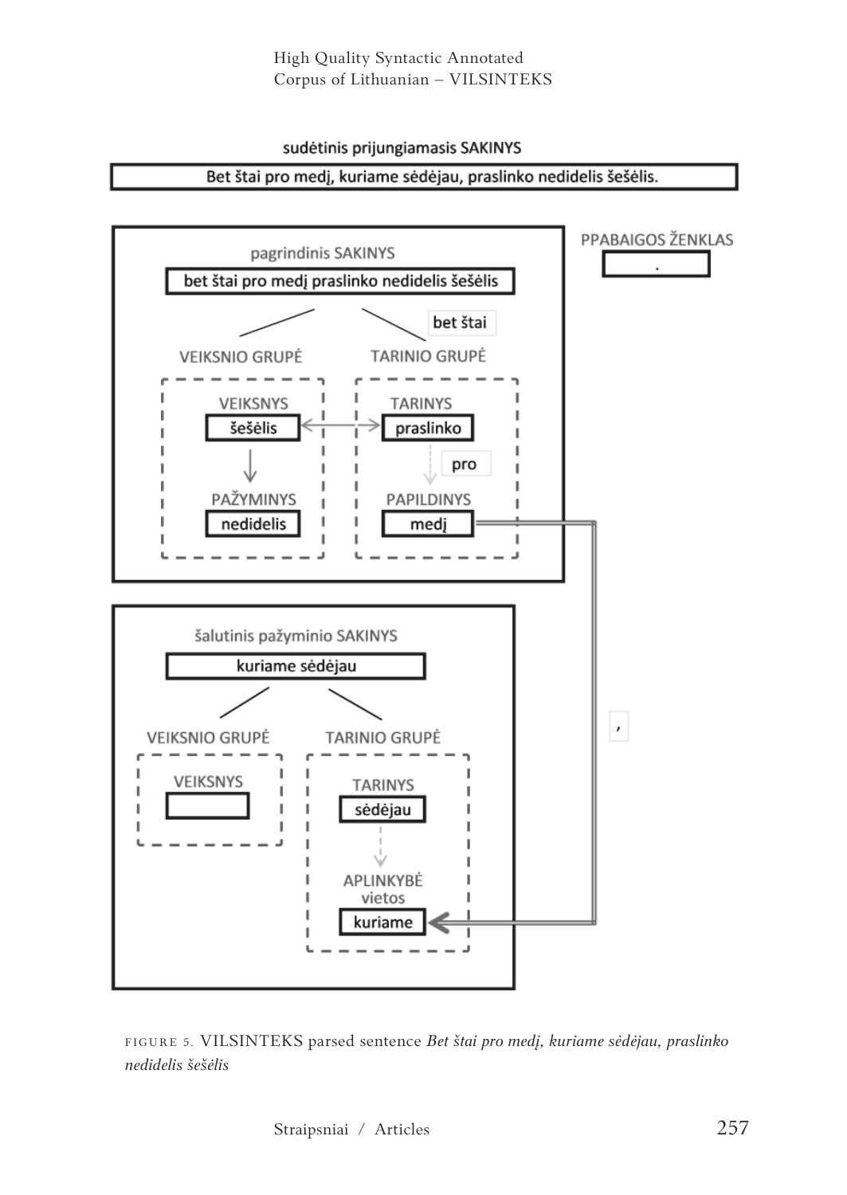sudėtinis prijungiamasis SAKINYS

Bet štai pro medį, kuriame sėdėjau, praslinko nedidelis šešėlis.

pagrindinis SAKINYS

bet štai pro medį praslinko nedidelis šešėlis

bet štai

VEIKSNIO GRUPĖ

VEIKSNYS

šešėlis

PAŽYMINYS

nedidelis

TARINIO GRUPĖ

TARINYS

praslinko

pro

PAPILDINYS

medį

PPABAIGOS ŽENKLAS

.

,

šalutinis pažyminio SAKINYS

kuriame sėdėjau

VEIKSNIO GRUPĖ

VEIKSNYS

TARINIO GRUPĖ

TARINYS

sėdėjau

APLINKYBĖ
vietos

kuriame

FIGURE 5. VILSINTEKS parsed sentence *Bet štai pro medį, kuriame sėdėjau, praslinko nedidelis šešėlis*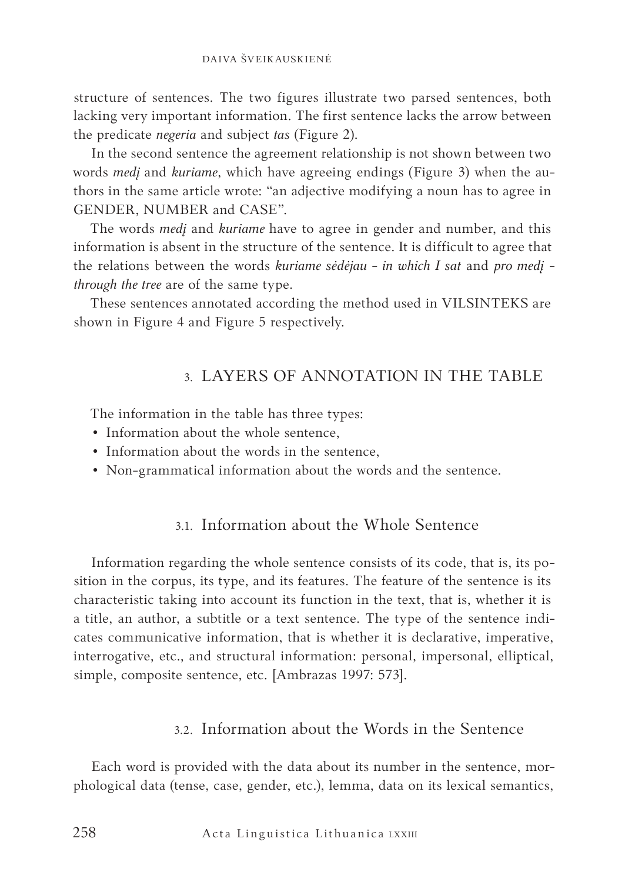structure of sentences. The two figures illustrate two parsed sentences, both lacking very important information. The first sentence lacks the arrow between the predicate *negeria* and subject *tas* (Figure 2).

In the second sentence the agreement relationship is not shown between two words *medį* and *kuriame*, which have agreeing endings (Figure 3) when the authors in the same article wrote: "an adjective modifying a noun has to agree in GENDER, NUMBER and CASE".

The words *medį* and *kuriame* have to agree in gender and number, and this information is absent in the structure of the sentence. It is difficult to agree that the relations between the words *kuriame sėdėjau - in which I sat* and *pro medį - through the tree* are of the same type.

These sentences annotated according the method used in VILSINTEKS are shown in Figure 4 and Figure 5 respectively.

## 3. LAYERS OF ANNOTATION IN THE TABLE

The information in the table has three types:

- Information about the whole sentence,
- Information about the words in the sentence,
- Non-grammatical information about the words and the sentence.

### 3.1. Information about the Whole Sentence

Information regarding the whole sentence consists of its code, that is, its position in the corpus, its type, and its features. The feature of the sentence is its characteristic taking into account its function in the text, that is, whether it is a title, an author, a subtitle or a text sentence. The type of the sentence indicates communicative information, that is whether it is declarative, imperative, interrogative, etc., and structural information: personal, impersonal, elliptical, simple, composite sentence, etc. [Ambrazas 1997: 573].

### 3.2. Information about the Words in the Sentence

Each word is provided with the data about its number in the sentence, morphological data (tense, case, gender, etc.), lemma, data on its lexical semantics,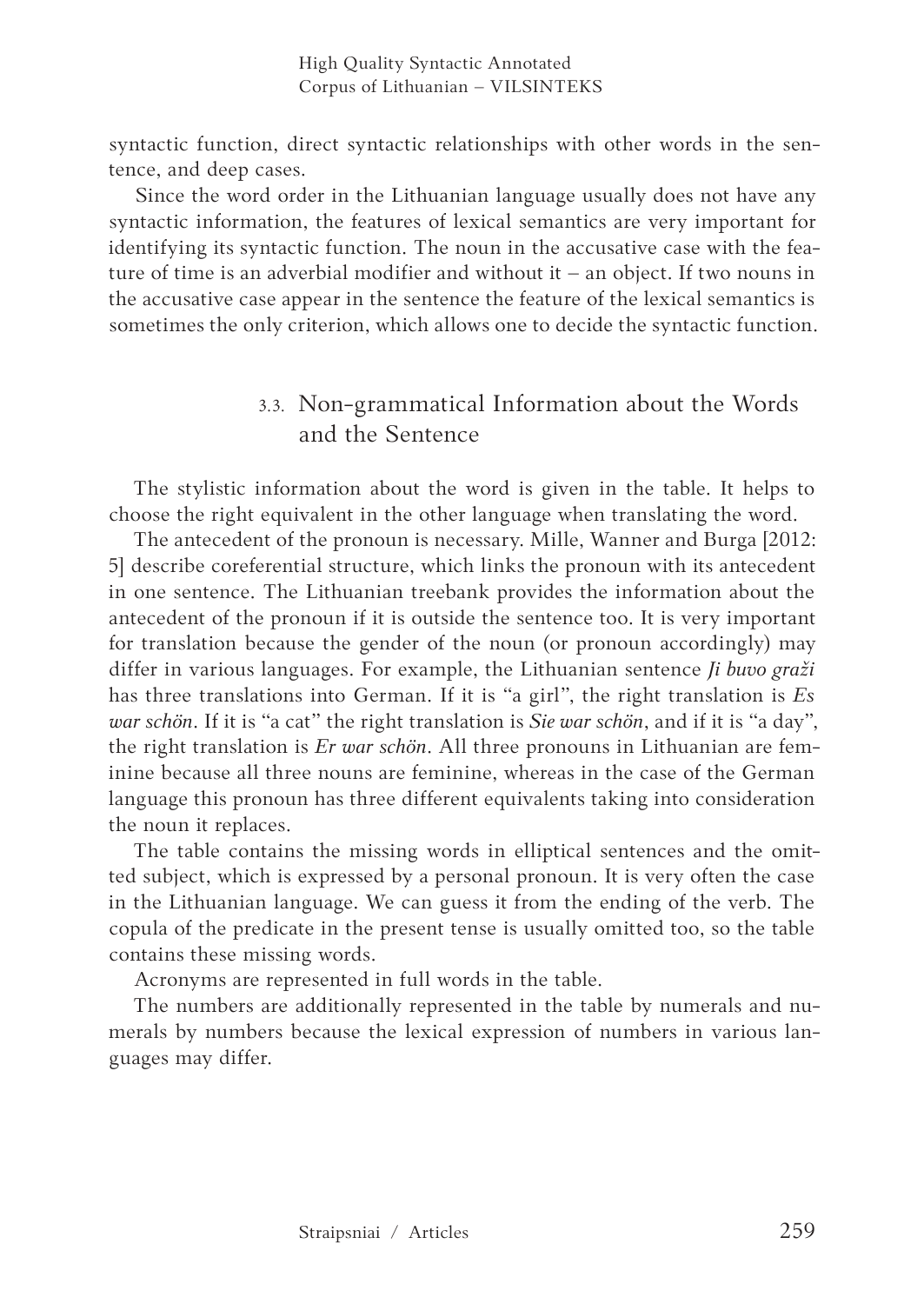syntactic function, direct syntactic relationships with other words in the sentence, and deep cases.

Since the word order in the Lithuanian language usually does not have any syntactic information, the features of lexical semantics are very important for identifying its syntactic function. The noun in the accusative case with the feature of time is an adverbial modifier and without it – an object. If two nouns in the accusative case appear in the sentence the feature of the lexical semantics is sometimes the only criterion, which allows one to decide the syntactic function.

### 3.3. Non-grammatical Information about the Words and the Sentence

The stylistic information about the word is given in the table. It helps to choose the right equivalent in the other language when translating the word.

The antecedent of the pronoun is necessary. Mille, Wanner and Burga [2012: 5] describe coreferential structure, which links the pronoun with its antecedent in one sentence. The Lithuanian treebank provides the information about the antecedent of the pronoun if it is outside the sentence too. It is very important for translation because the gender of the noun (or pronoun accordingly) may differ in various languages. For example, the Lithuanian sentence *Ji buvo graži* has three translations into German. If it is "a girl", the right translation is *Es war schön*. If it is "a cat" the right translation is *Sie war schön*, and if it is "a day", the right translation is *Er war schön*. All three pronouns in Lithuanian are feminine because all three nouns are feminine, whereas in the case of the German language this pronoun has three different equivalents taking into consideration the noun it replaces.

The table contains the missing words in elliptical sentences and the omitted subject, which is expressed by a personal pronoun. It is very often the case in the Lithuanian language. We can guess it from the ending of the verb. The copula of the predicate in the present tense is usually omitted too, so the table contains these missing words.

Acronyms are represented in full words in the table.

The numbers are additionally represented in the table by numerals and numerals by numbers because the lexical expression of numbers in various languages may differ.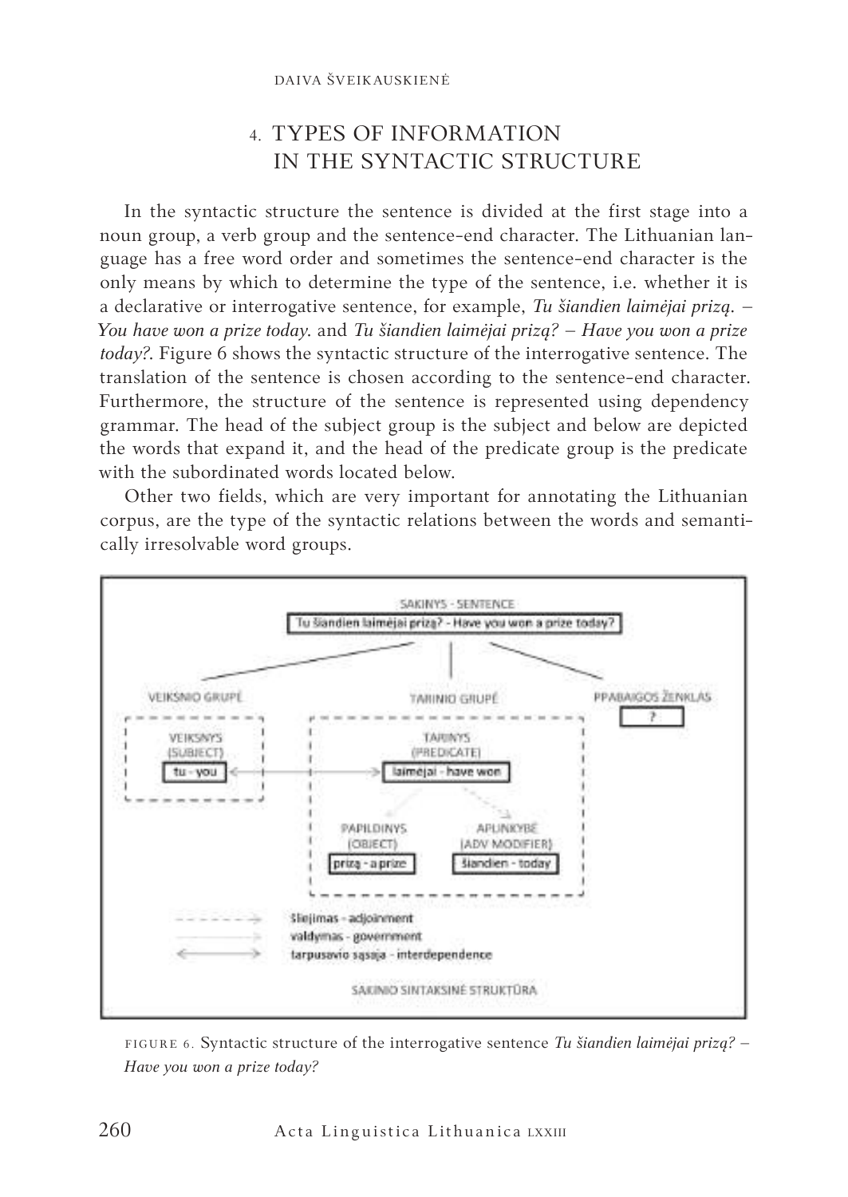## 4. TYPES OF INFORMATION IN THE SYNTACTIC STRUCTURE

In the syntactic structure the sentence is divided at the first stage into a noun group, a verb group and the sentence-end character. The Lithuanian language has a free word order and sometimes the sentence-end character is the only means by which to determine the type of the sentence, i.e. whether it is a declarative or interrogative sentence, for example, *Tu šiandien laimėjai prizą. – You have won a prize today.* and *Tu šiandien laimėjai prizą? – Have you won a prize today?*. Figure 6 shows the syntactic structure of the interrogative sentence. The translation of the sentence is chosen according to the sentence-end character. Furthermore, the structure of the sentence is represented using dependency grammar. The head of the subject group is the subject and below are depicted the words that expand it, and the head of the predicate group is the predicate with the subordinated words located below.

Other two fields, which are very important for annotating the Lithuanian corpus, are the type of the syntactic relations between the words and semantically irresolvable word groups.

SAKINYS - SENTENCE

Tu šiandien laimėjai prizą? - Have you won a prize today?

VEIKSNIO GRUPĖ

TARINIO GRUPĖ

PPABAIGOS ŽENKLAS

?

VEIKSNYS (SUBJECT)

tu - you

TARINYS (PREDICATE)

laimėjai - have won

PAPILDINYS (OBJECT)

prizą - a prize

APLINKYBĖ (ADV MODIFIER)

šiandien - today

šliejimas - adjoinment

valdymas - government

tarpusavio sąsaja - interdependence

SAKINIO SINTAKSINĖ STRUKTŪRA

FIGURE 6. Syntactic structure of the interrogative sentence *Tu šiandien laimėjai prizą? – Have you won a prize today?*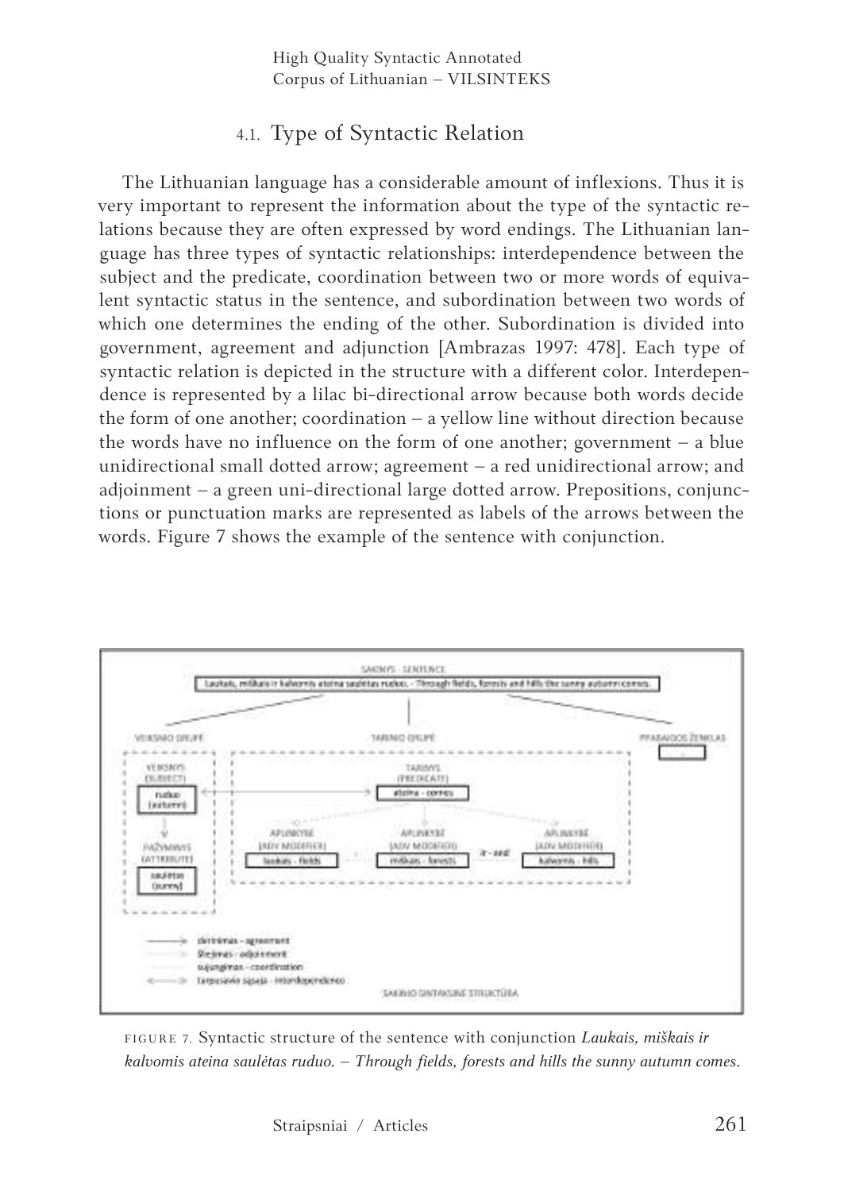## 4.1. Type of Syntactic Relation

The Lithuanian language has a considerable amount of inflexions. Thus it is very important to represent the information about the type of the syntactic relations because they are often expressed by word endings. The Lithuanian language has three types of syntactic relationships: interdependence between the subject and the predicate, coordination between two or more words of equivalent syntactic status in the sentence, and subordination between two words of which one determines the ending of the other. Subordination is divided into government, agreement and adjunction [Ambrazas 1997: 478]. Each type of syntactic relation is depicted in the structure with a different color. Interdependence is represented by a lilac bi-directional arrow because both words decide the form of one another; coordination – a yellow line without direction because the words have no influence on the form of one another; government – a blue unidirectional small dotted arrow; agreement – a red unidirectional arrow; and adjoinment – a green uni-directional large dotted arrow. Prepositions, conjunctions or punctuation marks are represented as labels of the arrows between the words. Figure 7 shows the example of the sentence with conjunction.

SAKINYS SENTENCE

Laukais, miškais ir kalvomis ateina saulėtas ruduo. - Through fields, forests and hills the sunny autumn comes.

VEIKSNIO GRUPĖ

TARINIO GRUPĖ

PRABAIGOS ŽENKLAS

VEIKSNYS (SUBJECT)

ruduo (autumn)

PAŽYMINYS (ATTRIBUTE)

saulėtas (sunny)

TARINYS (PREDICATE)

ateina - comes

APLINKYBĖ (ADV MODIFIER)

laukais - fields

APLINKYBĖ (ADV MODIFIER)

miškais - forests

ir - and

APLINKYBĖ (ADV MODIFIER)

kalvomis - hills

derinimas - agreement

šliejimas - adjoinment

sujungimas - coordination

tarpusavio sąsaja - interdependence

SAKINIO SINTAKSINĖ STRUKTŪRA

FIGURE 7. Syntactic structure of the sentence with conjunction *Laukais, miškais ir kalvomis ateina saulėtas ruduo. – Through fields, forests and hills the sunny autumn comes.*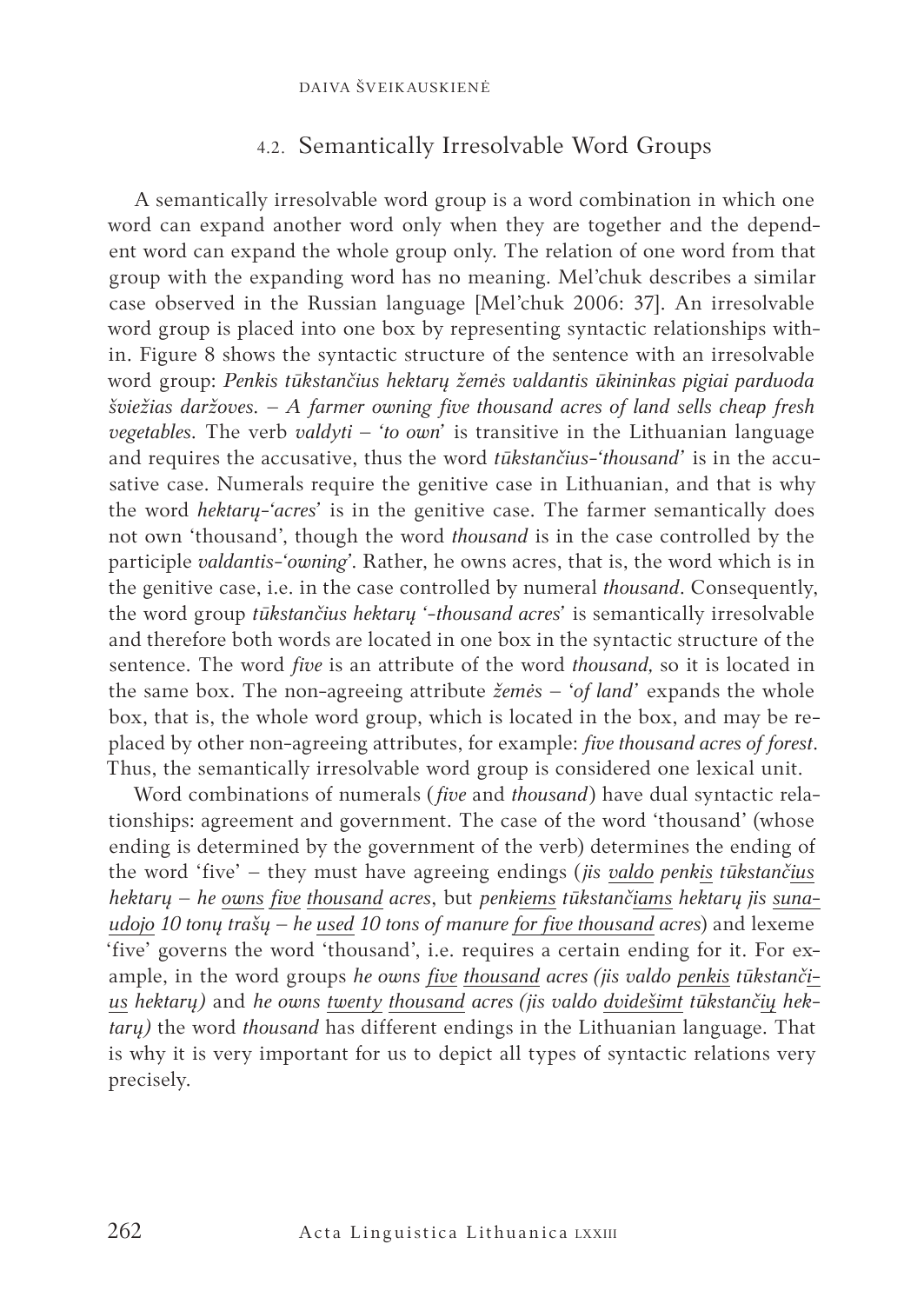## 4.2. Semantically Irresolvable Word Groups

A semantically irresolvable word group is a word combination in which one word can expand another word only when they are together and the dependent word can expand the whole group only. The relation of one word from that group with the expanding word has no meaning. Mel'chuk describes a similar case observed in the Russian language [Mel'chuk 2006: 37]. An irresolvable word group is placed into one box by representing syntactic relationships within. Figure 8 shows the syntactic structure of the sentence with an irresolvable word group: *Penkis tūkstančius hektarų žemės valdantis ūkininkas pigiai parduoda šviežias daržoves. – A farmer owning five thousand acres of land sells cheap fresh vegetables*. The verb *valdyti – 'to own'* is transitive in the Lithuanian language and requires the accusative, thus the word *tūkstančius-'thousand'* is in the accusative case. Numerals require the genitive case in Lithuanian, and that is why the word *hektarų-'acres'* is in the genitive case. The farmer semantically does not own 'thousand', though the word *thousand* is in the case controlled by the participle *valdantis-'owning'*. Rather, he owns acres, that is, the word which is in the genitive case, i.e. in the case controlled by numeral *thousand*. Consequently, the word group *tūkstančius hektarų '-thousand acres'* is semantically irresolvable and therefore both words are located in one box in the syntactic structure of the sentence. The word *five* is an attribute of the word *thousand,* so it is located in the same box. The non-agreeing attribute *žemės – 'of land'* expands the whole box, that is, the whole word group, which is located in the box, and may be replaced by other non-agreeing attributes, for example: *five thousand acres of forest*. Thus, the semantically irresolvable word group is considered one lexical unit.

Word combinations of numerals (*five* and *thousand*) have dual syntactic relationships: agreement and government. The case of the word 'thousand' (whose ending is determined by the government of the verb) determines the ending of the word 'five' – they must have agreeing endings (*jis <u>valdo</u> penk<u>is</u> tūkstanč<u>ius</u> hektarų – he <u>owns</u> <u>five</u> <u>thousand</u> acres*, but *penk<u>iems</u> tūkstanč<u>iams</u> hektarų jis <u>sunaudojo</u> 10 tonų trašų – he <u>used</u> 10 tons of manure <u>for five thousand</u> acres*) and lexeme 'five' governs the word 'thousand', i.e. requires a certain ending for it. For example, in the word groups *he owns <u>five</u> <u>thousand</u> acres (jis valdo <u>penkis</u> tūkstanč<u>ius</u> hektarų)* and *he owns <u>twenty</u> <u>thousand</u> acres (jis valdo <u>dvidešimt</u> tūkstanč<u>ių</u> hektarų)* the word *thousand* has different endings in the Lithuanian language. That is why it is very important for us to depict all types of syntactic relations very precisely.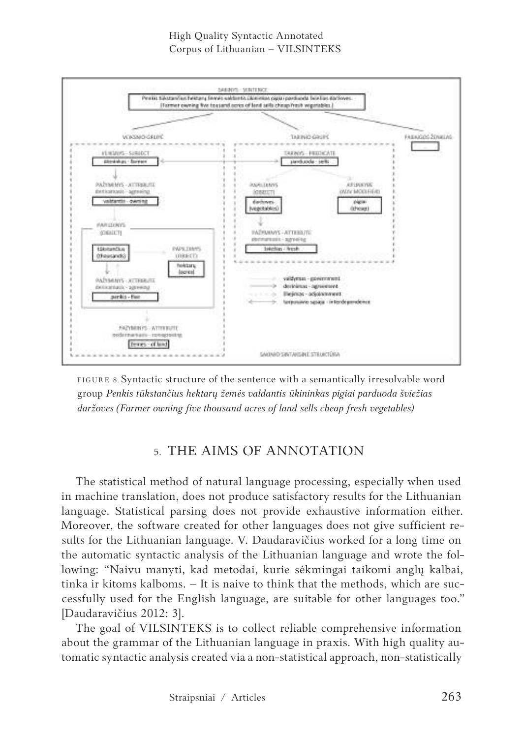FIGURE 8. Syntactic structure of the sentence with a semantically irresolvable word group *Penkis tūkstančius hektarų žemės valdantis ūkininkas pigiai parduoda šviežias daržoves (Farmer owning five thousand acres of land sells cheap fresh vegetables)*

## 5. THE AIMS OF ANNOTATION

The statistical method of natural language processing, especially when used in machine translation, does not produce satisfactory results for the Lithuanian language. Statistical parsing does not provide exhaustive information either. Moreover, the software created for other languages does not give sufficient results for the Lithuanian language. V. Daudaravičius worked for a long time on the automatic syntactic analysis of the Lithuanian language and wrote the following: "Naivu manyti, kad metodai, kurie sėkmingai taikomi anglų kalbai, tinka ir kitoms kalboms. – It is naive to think that the methods, which are successfully used for the English language, are suitable for other languages too." [Daudaravičius 2012: 3].

The goal of VILSINTEKS is to collect reliable comprehensive information about the grammar of the Lithuanian language in praxis. With high quality automatic syntactic analysis created via a non-statistical approach, non-statistically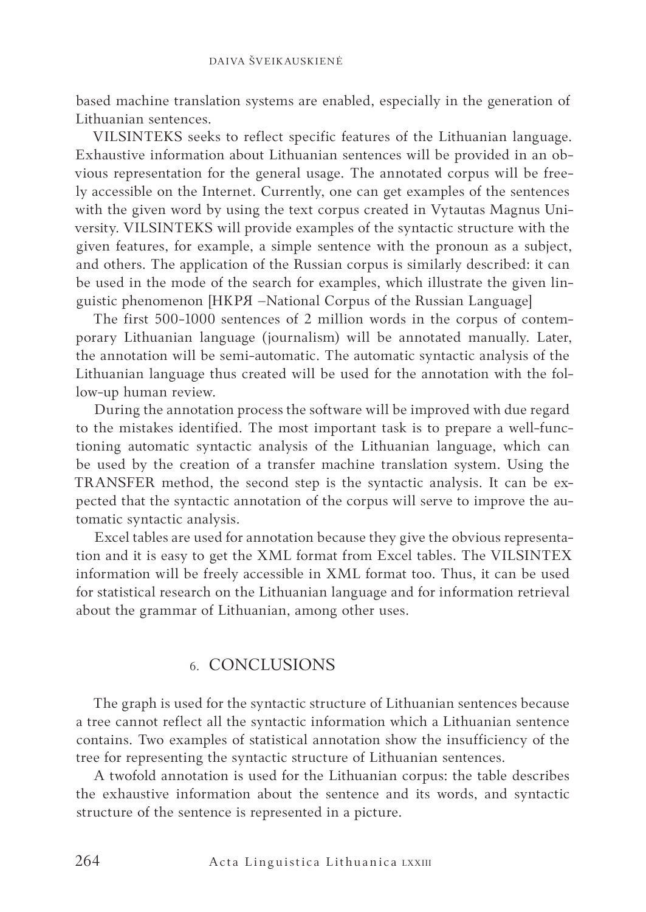based machine translation systems are enabled, especially in the generation of Lithuanian sentences.

VILSINTEKS seeks to reflect specific features of the Lithuanian language. Exhaustive information about Lithuanian sentences will be provided in an obvious representation for the general usage. The annotated corpus will be freely accessible on the Internet. Currently, one can get examples of the sentences with the given word by using the text corpus created in Vytautas Magnus University. VILSINTEKS will provide examples of the syntactic structure with the given features, for example, a simple sentence with the pronoun as a subject, and others. The application of the Russian corpus is similarly described: it can be used in the mode of the search for examples, which illustrate the given linguistic phenomenon [НКРЯ –National Corpus of the Russian Language]

The first 500-1000 sentences of 2 million words in the corpus of contemporary Lithuanian language (journalism) will be annotated manually. Later, the annotation will be semi-automatic. The automatic syntactic analysis of the Lithuanian language thus created will be used for the annotation with the follow-up human review.

During the annotation process the software will be improved with due regard to the mistakes identified. The most important task is to prepare a well-functioning automatic syntactic analysis of the Lithuanian language, which can be used by the creation of a transfer machine translation system. Using the TRANSFER method, the second step is the syntactic analysis. It can be expected that the syntactic annotation of the corpus will serve to improve the automatic syntactic analysis.

Excel tables are used for annotation because they give the obvious representation and it is easy to get the XML format from Excel tables. The VILSINTEX information will be freely accessible in XML format too. Thus, it can be used for statistical research on the Lithuanian language and for information retrieval about the grammar of Lithuanian, among other uses.

## 6. CONCLUSIONS

The graph is used for the syntactic structure of Lithuanian sentences because a tree cannot reflect all the syntactic information which a Lithuanian sentence contains. Two examples of statistical annotation show the insufficiency of the tree for representing the syntactic structure of Lithuanian sentences.

A twofold annotation is used for the Lithuanian corpus: the table describes the exhaustive information about the sentence and its words, and syntactic structure of the sentence is represented in a picture.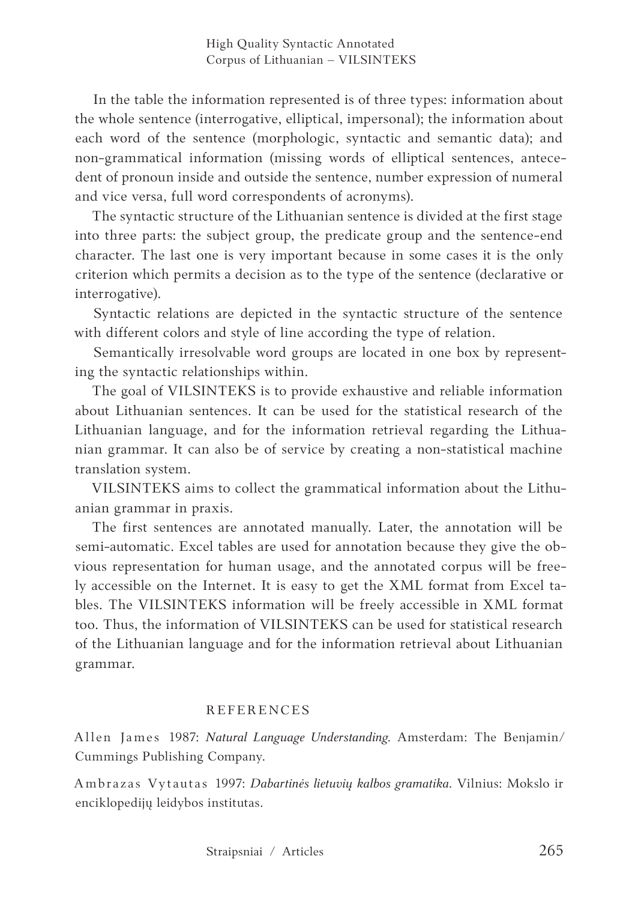In the table the information represented is of three types: information about the whole sentence (interrogative, elliptical, impersonal); the information about each word of the sentence (morphologic, syntactic and semantic data); and non-grammatical information (missing words of elliptical sentences, antecedent of pronoun inside and outside the sentence, number expression of numeral and vice versa, full word correspondents of acronyms).

The syntactic structure of the Lithuanian sentence is divided at the first stage into three parts: the subject group, the predicate group and the sentence-end character. The last one is very important because in some cases it is the only criterion which permits a decision as to the type of the sentence (declarative or interrogative).

Syntactic relations are depicted in the syntactic structure of the sentence with different colors and style of line according the type of relation.

Semantically irresolvable word groups are located in one box by representing the syntactic relationships within.

The goal of VILSINTEKS is to provide exhaustive and reliable information about Lithuanian sentences. It can be used for the statistical research of the Lithuanian language, and for the information retrieval regarding the Lithuanian grammar. It can also be of service by creating a non-statistical machine translation system.

VILSINTEKS aims to collect the grammatical information about the Lithuanian grammar in praxis.

The first sentences are annotated manually. Later, the annotation will be semi-automatic. Excel tables are used for annotation because they give the obvious representation for human usage, and the annotated corpus will be freely accessible on the Internet. It is easy to get the XML format from Excel tables. The VILSINTEKS information will be freely accessible in XML format too. Thus, the information of VILSINTEKS can be used for statistical research of the Lithuanian language and for the information retrieval about Lithuanian grammar.

## REFERENCES

Allen James 1987: *Natural Language Understanding*. Amsterdam: The Benjamin/Cummings Publishing Company.

Ambrazas Vytautas 1997: *Dabartinės lietuvių kalbos gramatika*. Vilnius: Mokslo ir enciklopedijų leidybos institutas.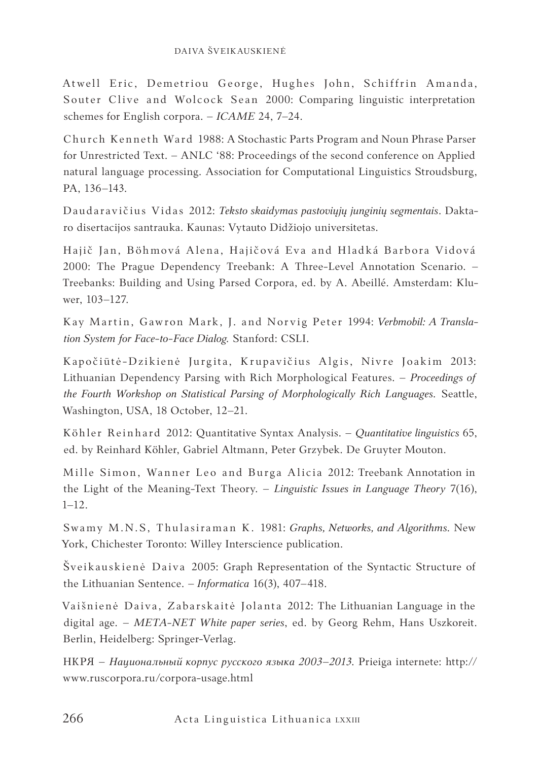Atwell Eric, Demetriou George, Hughes John, Schiffrin Amanda, Souter Clive and Wolcock Sean 2000: Comparing linguistic interpretation schemes for English corpora. – *ICAME* 24, 7–24.

Church Kenneth Ward 1988: A Stochastic Parts Program and Noun Phrase Parser for Unrestricted Text. – ANLC '88: Proceedings of the second conference on Applied natural language processing. Association for Computational Linguistics Stroudsburg, PA, 136–143.

Daudaravičius Vidas 2012: *Teksto skaidymas pastoviųjų junginių segmentais*. Daktaro disertacijos santrauka. Kaunas: Vytauto Didžiojo universitetas.

Hajič Jan, Böhmová Alena, Hajičová Eva and Hladká Barbora Vidová 2000: The Prague Dependency Treebank: A Three-Level Annotation Scenario. – Treebanks: Building and Using Parsed Corpora, ed. by A. Abeillé. Amsterdam: Kluwer, 103–127.

Kay Martin, Gawron Mark, J. and Norvig Peter 1994: *Verbmobil: A Translation System for Face-to-Face Dialog.* Stanford: CSLI.

Kapočiūtė-Dzikienė Jurgita, Krupavičius Algis, Nivre Joakim 2013: Lithuanian Dependency Parsing with Rich Morphological Features. – *Proceedings of the Fourth Workshop on Statistical Parsing of Morphologically Rich Languages.* Seattle, Washington, USA, 18 October, 12–21.

Köhler Reinhard 2012: Quantitative Syntax Analysis. – *Quantitative linguistics* 65, ed. by Reinhard Köhler, Gabriel Altmann, Peter Grzybek. De Gruyter Mouton.

Mille Simon, Wanner Leo and Burga Alicia 2012: Treebank Annotation in the Light of the Meaning-Text Theory. – *Linguistic Issues in Language Theory* 7(16), 1–12.

Swamy M.N.S, Thulasiraman K. 1981: *Graphs, Networks, and Algorithms*. New York, Chichester Toronto: Willey Interscience publication.

Šveikauskienė Daiva 2005: Graph Representation of the Syntactic Structure of the Lithuanian Sentence. – *Informatica* 16(3), 407–418.

Vaišnienė Daiva, Zabarskaitė Jolanta 2012: The Lithuanian Language in the digital age. – *META-NET White paper series*, ed. by Georg Rehm, Hans Uszkoreit. Berlin, Heidelberg: Springer-Verlag.

НКРЯ – *Национальный корпус русского языка 2003–2013.* Prieiga internete: http://www.ruscorpora.ru/corpora-usage.html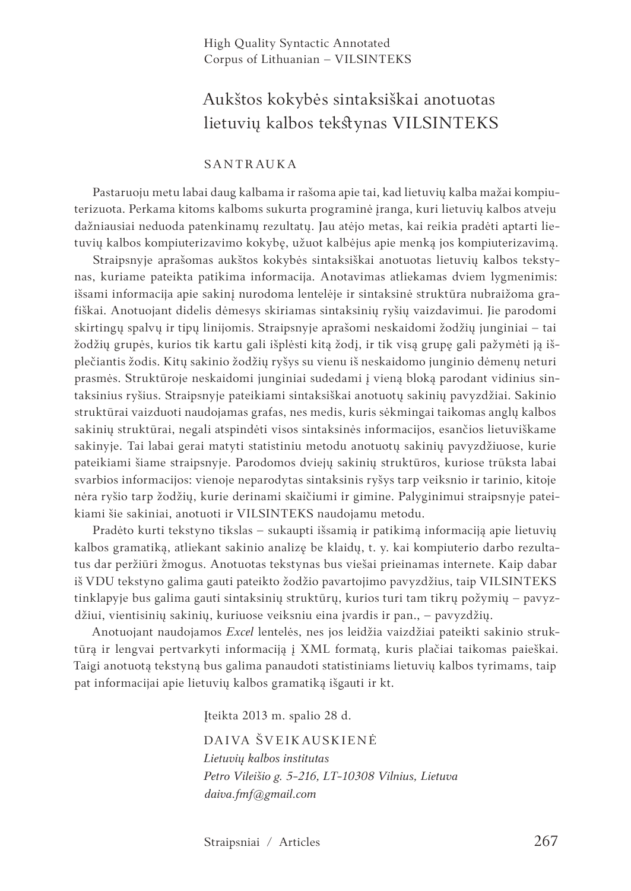High Quality Syntactic Annotated
Corpus of Lithuanian – VILSINTEKS

# Aukštos kokybės sintaksiškai anotuotas lietuvių kalbos tekstynas VILSINTEKS

## SANTRAUKA

Pastaruoju metu labai daug kalbama ir rašoma apie tai, kad lietuvių kalba mažai kompiuterizuota. Perkama kitoms kalboms sukurta programinė įranga, kuri lietuvių kalbos atveju dažniausiai neduoda patenkinamų rezultatų. Jau atėjo metas, kai reikia pradėti aptarti lietuvių kalbos kompiuterizavimo kokybę, užuot kalbėjus apie menką jos kompiuterizavimą.

Straipsnyje aprašomas aukštos kokybės sintaksiškai anotuotas lietuvių kalbos tekstynas, kuriame pateikta patikima informacija. Anotavimas atliekamas dviem lygmenimis: išsami informacija apie sakinį nurodoma lentelėje ir sintaksinė struktūra nubraižoma grafiškai. Anotuojant didelis dėmesys skiriamas sintaksinių ryšių vaizdavimui. Jie parodomi skirtingų spalvų ir tipų linijomis. Straipsnyje aprašomi neskaidomi žodžių junginiai – tai žodžių grupės, kurios tik kartu gali išplėsti kitą žodį, ir tik visą grupę gali pažymėti ją išplečiantis žodis. Kitų sakinio žodžių ryšys su vienu iš neskaidomo junginio dėmenų neturi prasmės. Struktūroje neskaidomi junginiai sudedami į vieną bloką parodant vidinius sintaksinius ryšius. Straipsnyje pateikiami sintaksiškai anotuotų sakinių pavyzdžiai. Sakinio struktūrai vaizduoti naudojamas grafas, nes medis, kuris sėkmingai taikomas anglų kalbos sakinių struktūrai, negali atspindėti visos sintaksinės informacijos, esančios lietuviškame sakinyje. Tai labai gerai matyti statistiniu metodu anotuotų sakinių pavyzdžiuose, kurie pateikiami šiame straipsnyje. Parodomos dviejų sakinių struktūros, kuriose trūksta labai svarbios informacijos: vienoje neparodytas sintaksinis ryšys tarp veiksnio ir tarinio, kitoje nėra ryšio tarp žodžių, kurie derinami skaičiumi ir gimine. Palyginimui straipsnyje pateikiami šie sakiniai, anotuoti ir VILSINTEKS naudojamu metodu.

Pradėto kurti tekstyno tikslas – sukaupti išsamią ir patikimą informaciją apie lietuvių kalbos gramatiką, atliekant sakinio analizę be klaidų, t. y. kai kompiuterio darbo rezultatus dar peržiūri žmogus. Anotuotas tekstynas bus viešai prieinamas internete. Kaip dabar iš VDU tekstyno galima gauti pateikto žodžio pavartojimo pavyzdžius, taip VILSINTEKS tinklapyje bus galima gauti sintaksinių struktūrų, kurios turi tam tikrų požymių – pavyzdžiui, vientisinių sakinių, kuriuose veiksniu eina įvardis ir pan., – pavyzdžių.

Anotuojant naudojamos *Excel* lentelės, nes jos leidžia vaizdžiai pateikti sakinio struktūrą ir lengvai pertvarkyti informaciją į XML formatą, kuris plačiai taikomas paieškai. Taigi anotuotą tekstyną bus galima panaudoti statistiniams lietuvių kalbos tyrimams, taip pat informacijai apie lietuvių kalbos gramatiką išgauti ir kt.

Įteikta 2013 m. spalio 28 d.

DAIVA ŠVEIKAUSKIENĖ
*Lietuvių kalbos institutas*
*Petro Vileišio g. 5-216, LT-10308 Vilnius, Lietuva*
*daiva.fmf@gmail.com*